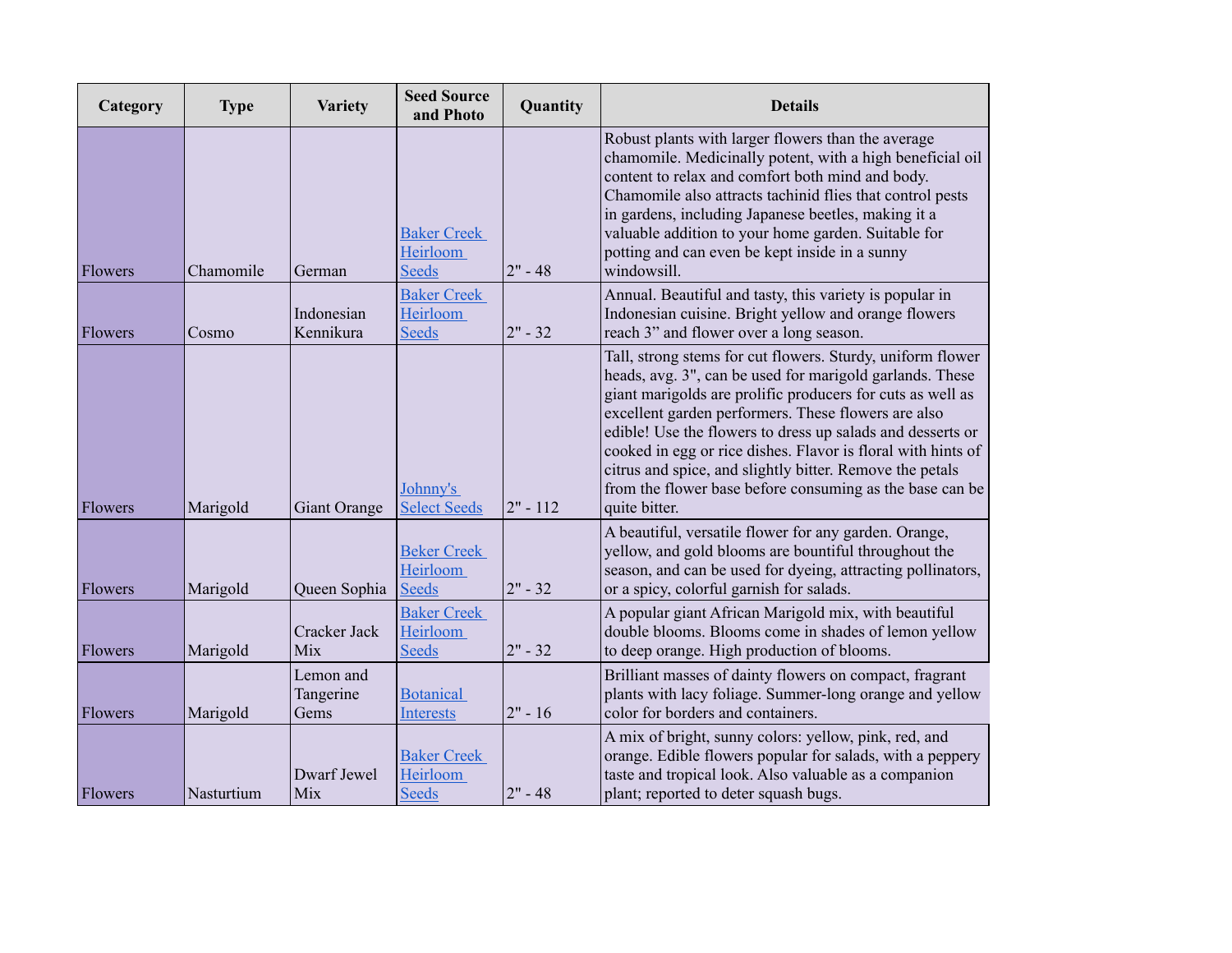| Category | Type | Variety | Seed Source and Photo | Quantity | Details |
|---|---|---|---|---|---|
| Flowers | Chamomile | German | Baker Creek Heirloom Seeds | 2" - 48 | Robust plants with larger flowers than the average chamomile. Medicinally potent, with a high beneficial oil content to relax and comfort both mind and body. Chamomile also attracts tachinid flies that control pests in gardens, including Japanese beetles, making it a valuable addition to your home garden. Suitable for potting and can even be kept inside in a sunny windowsill. |
| Flowers | Cosmo | Indonesian Kennikura | Baker Creek Heirloom Seeds | 2" - 32 | Annual. Beautiful and tasty, this variety is popular in Indonesian cuisine. Bright yellow and orange flowers reach 3" and flower over a long season. |
| Flowers | Marigold | Giant Orange | Johnny's Select Seeds | 2" - 112 | Tall, strong stems for cut flowers. Sturdy, uniform flower heads, avg. 3", can be used for marigold garlands. These giant marigolds are prolific producers for cuts as well as excellent garden performers. These flowers are also edible! Use the flowers to dress up salads and desserts or cooked in egg or rice dishes. Flavor is floral with hints of citrus and spice, and slightly bitter. Remove the petals from the flower base before consuming as the base can be quite bitter. |
| Flowers | Marigold | Queen Sophia | Beker Creek Heirloom Seeds | 2" - 32 | A beautiful, versatile flower for any garden. Orange, yellow, and gold blooms are bountiful throughout the season, and can be used for dyeing, attracting pollinators, or a spicy, colorful garnish for salads. |
| Flowers | Marigold | Cracker Jack Mix | Baker Creek Heirloom Seeds | 2" - 32 | A popular giant African Marigold mix, with beautiful double blooms. Blooms come in shades of lemon yellow to deep orange. High production of blooms. |
| Flowers | Marigold | Lemon and Tangerine Gems | Botanical Interests | 2" - 16 | Brilliant masses of dainty flowers on compact, fragrant plants with lacy foliage. Summer-long orange and yellow color for borders and containers. |
| Flowers | Nasturtium | Dwarf Jewel Mix | Baker Creek Heirloom Seeds | 2" - 48 | A mix of bright, sunny colors: yellow, pink, red, and orange. Edible flowers popular for salads, with a peppery taste and tropical look. Also valuable as a companion plant; reported to deter squash bugs. |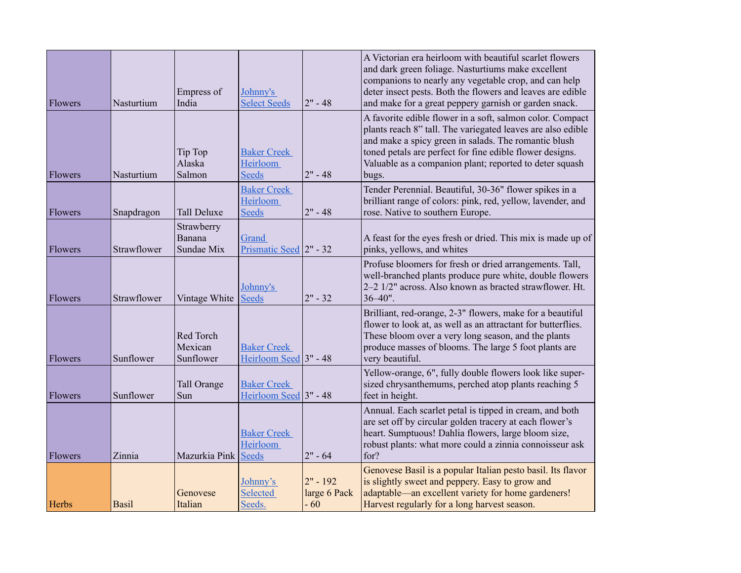| Flowers | Nasturtium | Empress of India | Johnny's Select Seeds | 2" - 48 | A Victorian era heirloom with beautiful scarlet flowers and dark green foliage. Nasturtiums make excellent companions to nearly any vegetable crop, and can help deter insect pests. Both the flowers and leaves are edible and make for a great peppery garnish or garden snack. |
|---|---|---|---|---|---|
| Flowers | Nasturtium | Tip Top Alaska Salmon | Baker Creek Heirloom Seeds | 2" - 48 | A favorite edible flower in a soft, salmon color. Compact plants reach 8" tall. The variegated leaves are also edible and make a spicy green in salads. The romantic blush toned petals are perfect for fine edible flower designs. Valuable as a companion plant; reported to deter squash bugs. |
| Flowers | Snapdragon | Tall Deluxe | Baker Creek Heirloom Seeds | 2" - 48 | Tender Perennial. Beautiful, 30-36" flower spikes in a brilliant range of colors: pink, red, yellow, lavender, and rose. Native to southern Europe. |
| Flowers | Strawflower | Strawberry Banana Sundae Mix | Grand Prismatic Seed | 2" - 32 | A feast for the eyes fresh or dried. This mix is made up of pinks, yellows, and whites |
| Flowers | Strawflower | Vintage White | Johnny's Seeds | 2" - 32 | Profuse bloomers for fresh or dried arrangements. Tall, well-branched plants produce pure white, double flowers 2–2 1/2" across. Also known as bracted strawflower. Ht. 36–40". |
| Flowers | Sunflower | Red Torch Mexican Sunflower | Baker Creek Heirloom Seed | 3" - 48 | Brilliant, red-orange, 2-3" flowers, make for a beautiful flower to look at, as well as an attractant for butterflies. These bloom over a very long season, and the plants produce masses of blooms. The large 5 foot plants are very beautiful. |
| Flowers | Sunflower | Tall Orange Sun | Baker Creek Heirloom Seed | 3" - 48 | Yellow-orange, 6", fully double flowers look like super-sized chrysanthemums, perched atop plants reaching 5 feet in height. |
| Flowers | Zinnia | Mazurkia Pink | Baker Creek Heirloom Seeds | 2" - 64 | Annual. Each scarlet petal is tipped in cream, and both are set off by circular golden tracery at each flower's heart. Sumptuous! Dahlia flowers, large bloom size, robust plants: what more could a zinnia connoisseur ask for? |
| Herbs | Basil | Genovese Italian | Johnny's Selected Seeds. | 2" - 192 large 6 Pack - 60 | Genovese Basil is a popular Italian pesto basil. Its flavor is slightly sweet and peppery. Easy to grow and adaptable—an excellent variety for home gardeners! Harvest regularly for a long harvest season. |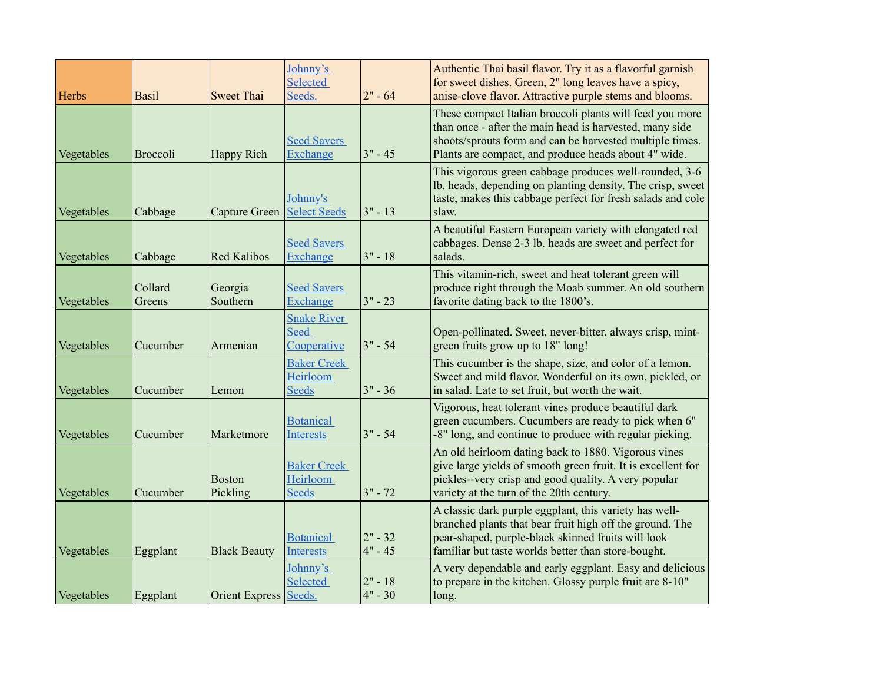| | | | | | |
|---|---|---|---|---|---|
| Herbs | Basil | Sweet Thai | Johnny's Selected Seeds. | 2" - 64 | Authentic Thai basil flavor. Try it as a flavorful garnish for sweet dishes. Green, 2" long leaves have a spicy, anise-clove flavor. Attractive purple stems and blooms. |
| Vegetables | Broccoli | Happy Rich | Seed Savers Exchange | 3" - 45 | These compact Italian broccoli plants will feed you more than once - after the main head is harvested, many side shoots/sprouts form and can be harvested multiple times. Plants are compact, and produce heads about 4" wide. |
| Vegetables | Cabbage | Capture Green | Johnny's Select Seeds | 3" - 13 | This vigorous green cabbage produces well-rounded, 3-6 lb. heads, depending on planting density. The crisp, sweet taste, makes this cabbage perfect for fresh salads and cole slaw. |
| Vegetables | Cabbage | Red Kalibos | Seed Savers Exchange | 3" - 18 | A beautiful Eastern European variety with elongated red cabbages. Dense 2-3 lb. heads are sweet and perfect for salads. |
| Vegetables | Collard Greens | Georgia Southern | Seed Savers Exchange | 3" - 23 | This vitamin-rich, sweet and heat tolerant green will produce right through the Moab summer. An old southern favorite dating back to the 1800's. |
| Vegetables | Cucumber | Armenian | Snake River Seed Cooperative | 3" - 54 | Open-pollinated. Sweet, never-bitter, always crisp, mint-green fruits grow up to 18" long! |
| Vegetables | Cucumber | Lemon | Baker Creek Heirloom Seeds | 3" - 36 | This cucumber is the shape, size, and color of a lemon. Sweet and mild flavor. Wonderful on its own, pickled, or in salad. Late to set fruit, but worth the wait. |
| Vegetables | Cucumber | Marketmore | Botanical Interests | 3" - 54 | Vigorous, heat tolerant vines produce beautiful dark green cucumbers. Cucumbers are ready to pick when 6" -8" long, and continue to produce with regular picking. |
| Vegetables | Cucumber | Boston Pickling | Baker Creek Heirloom Seeds | 3" - 72 | An old heirloom dating back to 1880. Vigorous vines give large yields of smooth green fruit. It is excellent for pickles--very crisp and good quality. A very popular variety at the turn of the 20th century. |
| Vegetables | Eggplant | Black Beauty | Botanical Interests | 2" - 32<br>4" - 45 | A classic dark purple eggplant, this variety has well-branched plants that bear fruit high off the ground. The pear-shaped, purple-black skinned fruits will look familiar but taste worlds better than store-bought. |
| Vegetables | Eggplant | Orient Express | Johnny's Selected Seeds. | 2" - 18<br>4" - 30 | A very dependable and early eggplant. Easy and delicious to prepare in the kitchen. Glossy purple fruit are 8-10" long. |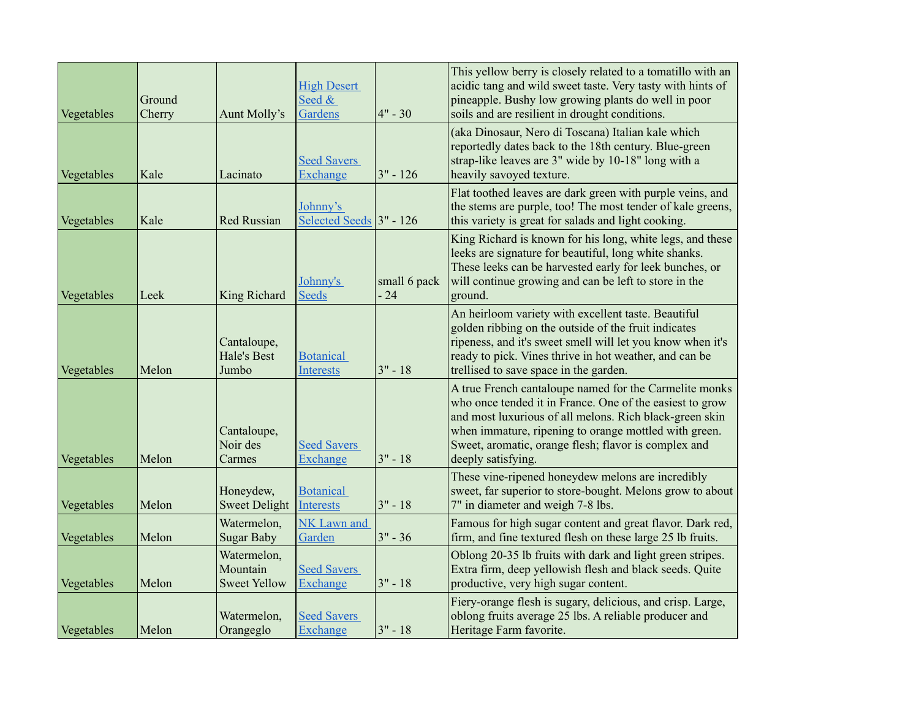| Vegetables | Ground Cherry | Aunt Molly's | High Desert Seed & Gardens | 4" - 30 | This yellow berry is closely related to a tomatillo with an acidic tang and wild sweet taste. Very tasty with hints of pineapple. Bushy low growing plants do well in poor soils and are resilient in drought conditions. |
|---|---|---|---|---|---|
| Vegetables | Kale | Lacinato | Seed Savers Exchange | 3" - 126 | (aka Dinosaur, Nero di Toscana) Italian kale which reportedly dates back to the 18th century. Blue-green strap-like leaves are 3" wide by 10-18" long with a heavily savoyed texture. |
| Vegetables | Kale | Red Russian | Johnny's Selected Seeds | 3" - 126 | Flat toothed leaves are dark green with purple veins, and the stems are purple, too! The most tender of kale greens, this variety is great for salads and light cooking. |
| Vegetables | Leek | King Richard | Johnny's Seeds | small 6 pack - 24 | King Richard is known for his long, white legs, and these leeks are signature for beautiful, long white shanks. These leeks can be harvested early for leek bunches, or will continue growing and can be left to store in the ground. |
| Vegetables | Melon | Cantaloupe, Hale's Best Jumbo | Botanical Interests | 3" - 18 | An heirloom variety with excellent taste. Beautiful golden ribbing on the outside of the fruit indicates ripeness, and it's sweet smell will let you know when it's ready to pick. Vines thrive in hot weather, and can be trellised to save space in the garden. |
| Vegetables | Melon | Cantaloupe, Noir des Carmes | Seed Savers Exchange | 3" - 18 | A true French cantaloupe named for the Carmelite monks who once tended it in France. One of the easiest to grow and most luxurious of all melons. Rich black-green skin when immature, ripening to orange mottled with green. Sweet, aromatic, orange flesh; flavor is complex and deeply satisfying. |
| Vegetables | Melon | Honeydew, Sweet Delight | Botanical Interests | 3" - 18 | These vine-ripened honeydew melons are incredibly sweet, far superior to store-bought. Melons grow to about 7" in diameter and weigh 7-8 lbs. |
| Vegetables | Melon | Watermelon, Sugar Baby | NK Lawn and Garden | 3" - 36 | Famous for high sugar content and great flavor. Dark red, firm, and fine textured flesh on these large 25 lb fruits. |
| Vegetables | Melon | Watermelon, Mountain Sweet Yellow | Seed Savers Exchange | 3" - 18 | Oblong 20-35 lb fruits with dark and light green stripes. Extra firm, deep yellowish flesh and black seeds. Quite productive, very high sugar content. |
| Vegetables | Melon | Watermelon, Orangeglo | Seed Savers Exchange | 3" - 18 | Fiery-orange flesh is sugary, delicious, and crisp. Large, oblong fruits average 25 lbs. A reliable producer and Heritage Farm favorite. |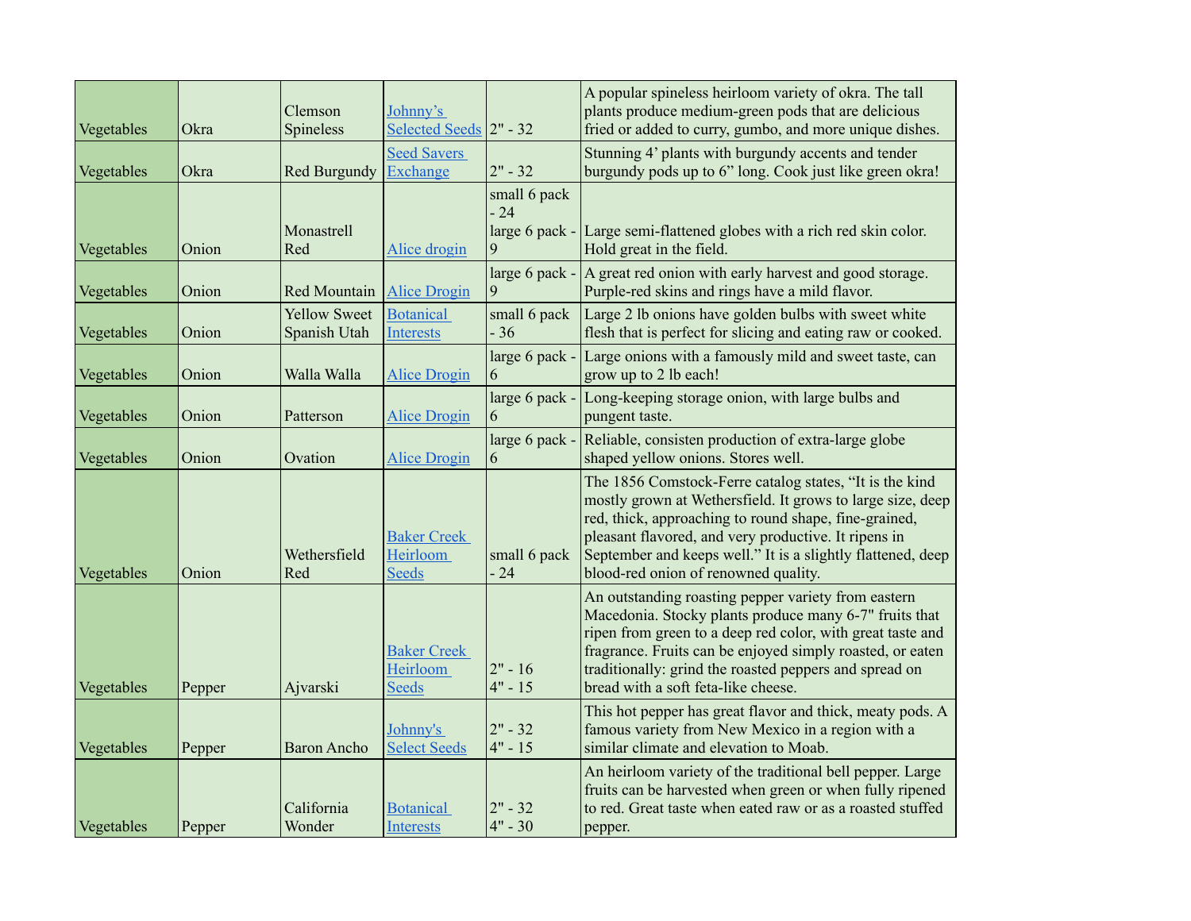| | | | | | |
|---|---|---|---|---|---|
| Vegetables | Okra | Clemson Spineless | Johnny's Selected Seeds | 2" - 32 | A popular spineless heirloom variety of okra. The tall plants produce medium-green pods that are delicious fried or added to curry, gumbo, and more unique dishes. |
| Vegetables | Okra | Red Burgundy | Seed Savers Exchange | 2" - 32 | Stunning 4' plants with burgundy accents and tender burgundy pods up to 6" long. Cook just like green okra! |
| Vegetables | Onion | Monastrell Red | Alice drogin | small 6 pack - 24<br>large 6 pack - 9 | Large semi-flattened globes with a rich red skin color. Hold great in the field. |
| Vegetables | Onion | Red Mountain | Alice Drogin | large 6 pack - 9 | A great red onion with early harvest and good storage. Purple-red skins and rings have a mild flavor. |
| Vegetables | Onion | Yellow Sweet Spanish Utah | Botanical Interests | small 6 pack - 36 | Large 2 lb onions have golden bulbs with sweet white flesh that is perfect for slicing and eating raw or cooked. |
| Vegetables | Onion | Walla Walla | Alice Drogin | large 6 pack - 6 | Large onions with a famously mild and sweet taste, can grow up to 2 lb each! |
| Vegetables | Onion | Patterson | Alice Drogin | large 6 pack - 6 | Long-keeping storage onion, with large bulbs and pungent taste. |
| Vegetables | Onion | Ovation | Alice Drogin | large 6 pack - 6 | Reliable, consisten production of extra-large globe shaped yellow onions. Stores well. |
| Vegetables | Onion | Wethersfield Red | Baker Creek Heirloom Seeds | small 6 pack - 24 | The 1856 Comstock-Ferre catalog states, "It is the kind mostly grown at Wethersfield. It grows to large size, deep red, thick, approaching to round shape, fine-grained, pleasant flavored, and very productive. It ripens in September and keeps well." It is a slightly flattened, deep blood-red onion of renowned quality. |
| Vegetables | Pepper | Ajvarski | Baker Creek Heirloom Seeds | 2" - 16<br>4" - 15 | An outstanding roasting pepper variety from eastern Macedonia. Stocky plants produce many 6-7" fruits that ripen from green to a deep red color, with great taste and fragrance. Fruits can be enjoyed simply roasted, or eaten traditionally: grind the roasted peppers and spread on bread with a soft feta-like cheese. |
| Vegetables | Pepper | Baron Ancho | Johnny's Select Seeds | 2" - 32<br>4" - 15 | This hot pepper has great flavor and thick, meaty pods. A famous variety from New Mexico in a region with a similar climate and elevation to Moab. |
| Vegetables | Pepper | California Wonder | Botanical Interests | 2" - 32<br>4" - 30 | An heirloom variety of the traditional bell pepper. Large fruits can be harvested when green or when fully ripened to red. Great taste when eated raw or as a roasted stuffed pepper. |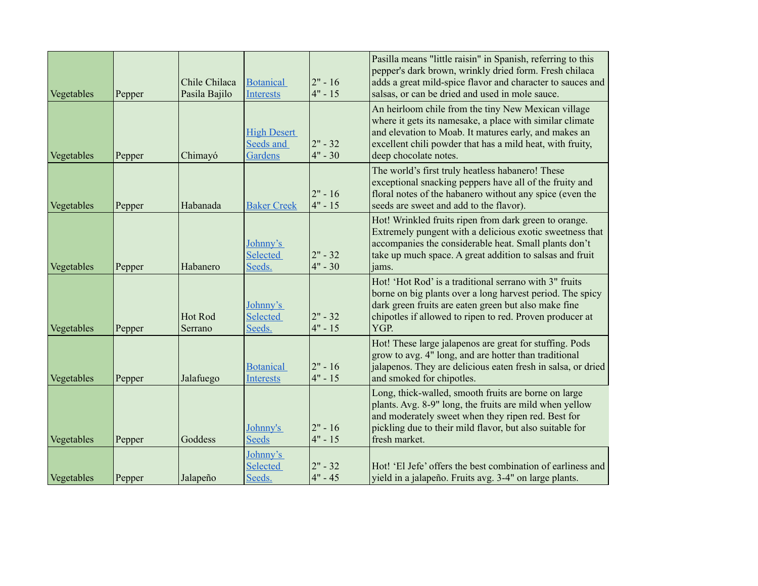| | | | | | |
|---|---|---|---|---|---|
| Vegetables | Pepper | Chile Chilaca Pasila Bajilo | Botanical Interests | 2" - 16<br>4" - 15 | Pasilla means "little raisin" in Spanish, referring to this pepper's dark brown, wrinkly dried form. Fresh chilaca adds a great mild-spice flavor and character to sauces and salsas, or can be dried and used in mole sauce. |
| Vegetables | Pepper | Chimayó | High Desert Seeds and Gardens | 2" - 32<br>4" - 30 | An heirloom chile from the tiny New Mexican village where it gets its namesake, a place with similar climate and elevation to Moab. It matures early, and makes an excellent chili powder that has a mild heat, with fruity, deep chocolate notes. |
| Vegetables | Pepper | Habanada | Baker Creek | 2" - 16<br>4" - 15 | The world's first truly heatless habanero! These exceptional snacking peppers have all of the fruity and floral notes of the habanero without any spice (even the seeds are sweet and add to the flavor). |
| Vegetables | Pepper | Habanero | Johnny's Selected Seeds. | 2" - 32<br>4" - 30 | Hot! Wrinkled fruits ripen from dark green to orange. Extremely pungent with a delicious exotic sweetness that accompanies the considerable heat. Small plants don't take up much space. A great addition to salsas and fruit jams. |
| Vegetables | Pepper | Hot Rod Serrano | Johnny's Selected Seeds. | 2" - 32<br>4" - 15 | Hot! 'Hot Rod' is a traditional serrano with 3" fruits borne on big plants over a long harvest period. The spicy dark green fruits are eaten green but also make fine chipotles if allowed to ripen to red. Proven producer at YGP. |
| Vegetables | Pepper | Jalafuego | Botanical Interests | 2" - 16<br>4" - 15 | Hot! These large jalapenos are great for stuffing. Pods grow to avg. 4" long, and are hotter than traditional jalapenos. They are delicious eaten fresh in salsa, or dried and smoked for chipotles. |
| Vegetables | Pepper | Goddess | Johnny's Seeds | 2" - 16<br>4" - 15 | Long, thick-walled, smooth fruits are borne on large plants. Avg. 8-9" long, the fruits are mild when yellow and moderately sweet when they ripen red. Best for pickling due to their mild flavor, but also suitable for fresh market. |
| Vegetables | Pepper | Jalapeño | Johnny's Selected Seeds. | 2" - 32<br>4" - 45 | Hot! 'El Jefe' offers the best combination of earliness and yield in a jalapeño. Fruits avg. 3-4" on large plants. |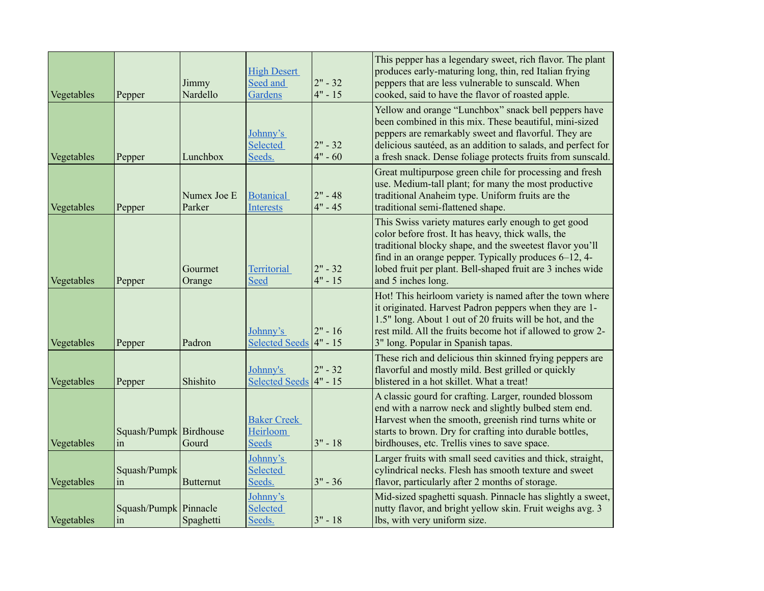| | | | | | |
|---|---|---|---|---|---|
| Vegetables | Pepper | Jimmy Nardello | High Desert Seed and Gardens | 2" - 32<br>4" - 15 | This pepper has a legendary sweet, rich flavor. The plant produces early-maturing long, thin, red Italian frying peppers that are less vulnerable to sunscald. When cooked, said to have the flavor of roasted apple. |
| Vegetables | Pepper | Lunchbox | Johnny's Selected Seeds. | 2" - 32<br>4" - 60 | Yellow and orange "Lunchbox" snack bell peppers have been combined in this mix. These beautiful, mini-sized peppers are remarkably sweet and flavorful. They are delicious sautéed, as an addition to salads, and perfect for a fresh snack. Dense foliage protects fruits from sunscald. |
| Vegetables | Pepper | Numex Joe E Parker | Botanical Interests | 2" - 48<br>4" - 45 | Great multipurpose green chile for processing and fresh use. Medium-tall plant; for many the most productive traditional Anaheim type. Uniform fruits are the traditional semi-flattened shape. |
| Vegetables | Pepper | Gourmet Orange | Territorial Seed | 2" - 32<br>4" - 15 | This Swiss variety matures early enough to get good color before frost. It has heavy, thick walls, the traditional blocky shape, and the sweetest flavor you'll find in an orange pepper. Typically produces 6–12, 4-lobed fruit per plant. Bell-shaped fruit are 3 inches wide and 5 inches long. |
| Vegetables | Pepper | Padron | Johnny's Selected Seeds | 2" - 16<br>4" - 15 | Hot! This heirloom variety is named after the town where it originated. Harvest Padron peppers when they are 1-1.5" long. About 1 out of 20 fruits will be hot, and the rest mild. All the fruits become hot if allowed to grow 2-3" long. Popular in Spanish tapas. |
| Vegetables | Pepper | Shishito | Johnny's Selected Seeds | 2" - 32<br>4" - 15 | These rich and delicious thin skinned frying peppers are flavorful and mostly mild. Best grilled or quickly blistered in a hot skillet. What a treat! |
| Vegetables | Squash/Pumpkin | Birdhouse Gourd | Baker Creek Heirloom Seeds | 3" - 18 | A classic gourd for crafting. Larger, rounded blossom end with a narrow neck and slightly bulbed stem end. Harvest when the smooth, greenish rind turns white or starts to brown. Dry for crafting into durable bottles, birdhouses, etc. Trellis vines to save space. |
| Vegetables | Squash/Pumpkin | Butternut | Johnny's Selected Seeds. | 3" - 36 | Larger fruits with small seed cavities and thick, straight, cylindrical necks. Flesh has smooth texture and sweet flavor, particularly after 2 months of storage. |
| Vegetables | Squash/Pumpkin | Pinnacle Spaghetti | Johnny's Selected Seeds. | 3" - 18 | Mid-sized spaghetti squash. Pinnacle has slightly a sweet, nutty flavor, and bright yellow skin. Fruit weighs avg. 3 lbs, with very uniform size. |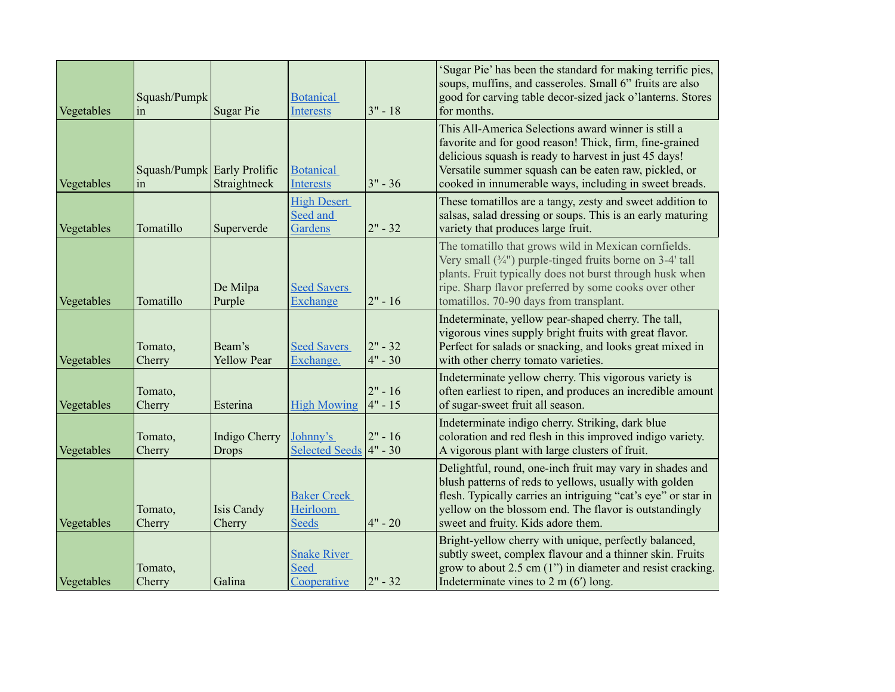| | | | | | |
|---|---|---|---|---|---|
| Vegetables | Squash/Pumpkin | Sugar Pie | Botanical Interests | 3" - 18 | 'Sugar Pie' has been the standard for making terrific pies, soups, muffins, and casseroles. Small 6" fruits are also good for carving table decor-sized jack o'lanterns. Stores for months. |
| Vegetables | Squash/Pumpkin | Early Prolific Straightneck | Botanical Interests | 3" - 36 | This All-America Selections award winner is still a favorite and for good reason! Thick, firm, fine-grained delicious squash is ready to harvest in just 45 days! Versatile summer squash can be eaten raw, pickled, or cooked in innumerable ways, including in sweet breads. |
| Vegetables | Tomatillo | Superverde | High Desert Seed and Gardens | 2" - 32 | These tomatillos are a tangy, zesty and sweet addition to salsas, salad dressing or soups. This is an early maturing variety that produces large fruit. |
| Vegetables | Tomatillo | De Milpa Purple | Seed Savers Exchange | 2" - 16 | The tomatillo that grows wild in Mexican cornfields. Very small (¾") purple-tinged fruits borne on 3-4' tall plants. Fruit typically does not burst through husk when ripe. Sharp flavor preferred by some cooks over other tomatillos. 70-90 days from transplant. |
| Vegetables | Tomato, Cherry | Beam's Yellow Pear | Seed Savers Exchange. | 2" - 32<br>4" - 30 | Indeterminate, yellow pear-shaped cherry. The tall, vigorous vines supply bright fruits with great flavor. Perfect for salads or snacking, and looks great mixed in with other cherry tomato varieties. |
| Vegetables | Tomato, Cherry | Esterina | High Mowing | 2" - 16<br>4" - 15 | Indeterminate yellow cherry. This vigorous variety is often earliest to ripen, and produces an incredible amount of sugar-sweet fruit all season. |
| Vegetables | Tomato, Cherry | Indigo Cherry Drops | Johnny's Selected Seeds | 2" - 16<br>4" - 30 | Indeterminate indigo cherry. Striking, dark blue coloration and red flesh in this improved indigo variety. A vigorous plant with large clusters of fruit. |
| Vegetables | Tomato, Cherry | Isis Candy Cherry | Baker Creek Heirloom Seeds | 4" - 20 | Delightful, round, one-inch fruit may vary in shades and blush patterns of reds to yellows, usually with golden flesh. Typically carries an intriguing "cat's eye" or star in yellow on the blossom end. The flavor is outstandingly sweet and fruity. Kids adore them. |
| Vegetables | Tomato, Cherry | Galina | Snake River Seed Cooperative | 2" - 32 | Bright-yellow cherry with unique, perfectly balanced, subtly sweet, complex flavour and a thinner skin. Fruits grow to about 2.5 cm (1") in diameter and resist cracking. Indeterminate vines to 2 m (6′) long. |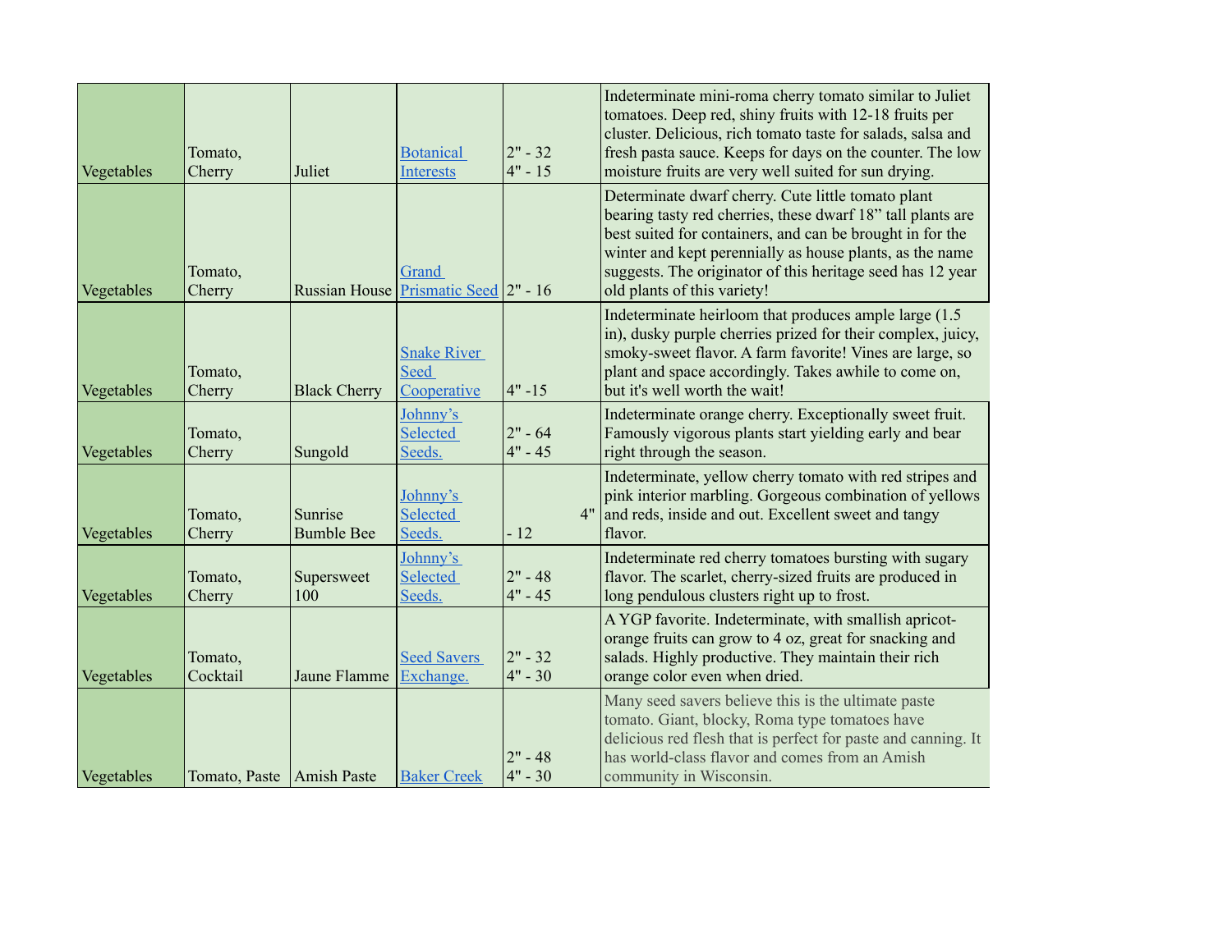| Vegetables | Tomato, Cherry | Juliet | Botanical Interests | 2" - 32<br>4" - 15 | Indeterminate mini-roma cherry tomato similar to Juliet tomatoes. Deep red, shiny fruits with 12-18 fruits per cluster. Delicious, rich tomato taste for salads, salsa and fresh pasta sauce. Keeps for days on the counter. The low moisture fruits are very well suited for sun drying. |
|---|---|---|---|---|---|
| Vegetables | Tomato, Cherry | Russian House | Grand Prismatic Seed | 2" - 16 | Determinate dwarf cherry. Cute little tomato plant bearing tasty red cherries, these dwarf 18" tall plants are best suited for containers, and can be brought in for the winter and kept perennially as house plants, as the name suggests. The originator of this heritage seed has 12 year old plants of this variety! |
| Vegetables | Tomato, Cherry | Black Cherry | Snake River Seed Cooperative | 4" -15 | Indeterminate heirloom that produces ample large (1.5 in), dusky purple cherries prized for their complex, juicy, smoky-sweet flavor. A farm favorite! Vines are large, so plant and space accordingly. Takes awhile to come on, but it's well worth the wait! |
| Vegetables | Tomato, Cherry | Sungold | Johnny's Selected Seeds. | 2" - 64<br>4" - 45 | Indeterminate orange cherry. Exceptionally sweet fruit. Famously vigorous plants start yielding early and bear right through the season. |
| Vegetables | Tomato, Cherry | Sunrise Bumble Bee | Johnny's Selected Seeds. | 4" - 12 | Indeterminate, yellow cherry tomato with red stripes and pink interior marbling. Gorgeous combination of yellows and reds, inside and out. Excellent sweet and tangy flavor. |
| Vegetables | Tomato, Cherry | Supersweet 100 | Johnny's Selected Seeds. | 2" - 48<br>4" - 45 | Indeterminate red cherry tomatoes bursting with sugary flavor. The scarlet, cherry-sized fruits are produced in long pendulous clusters right up to frost. |
| Vegetables | Tomato, Cocktail | Jaune Flamme | Seed Savers Exchange. | 2" - 32<br>4" - 30 | A YGP favorite. Indeterminate, with smallish apricot-orange fruits can grow to 4 oz, great for snacking and salads. Highly productive. They maintain their rich orange color even when dried. |
| Vegetables | Tomato, Paste | Amish Paste | Baker Creek | 2" - 48<br>4" - 30 | Many seed savers believe this is the ultimate paste tomato. Giant, blocky, Roma type tomatoes have delicious red flesh that is perfect for paste and canning. It has world-class flavor and comes from an Amish community in Wisconsin. |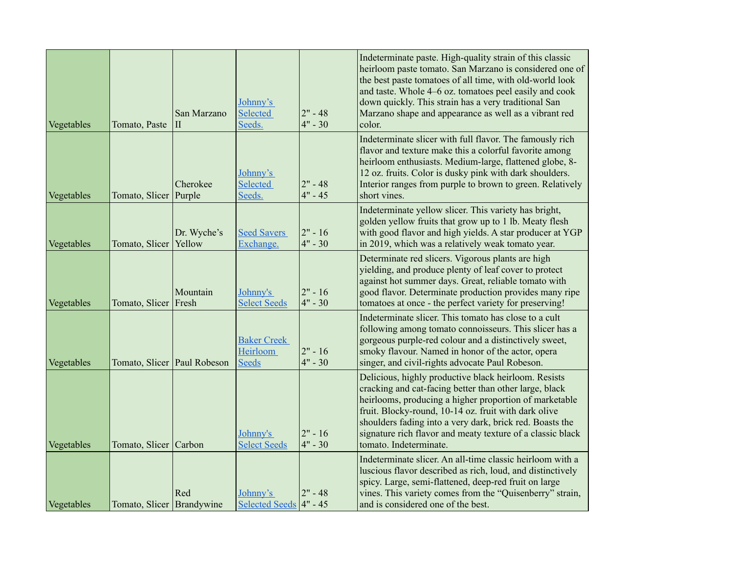| | | | | | |
|---|---|---|---|---|---|
| Vegetables | Tomato, Paste | San Marzano II | Johnny's Selected Seeds. | 2" - 48<br>4" - 30 | Indeterminate paste. High-quality strain of this classic heirloom paste tomato. San Marzano is considered one of the best paste tomatoes of all time, with old-world look and taste. Whole 4–6 oz. tomatoes peel easily and cook down quickly. This strain has a very traditional San Marzano shape and appearance as well as a vibrant red color. |
| Vegetables | Tomato, Slicer | Cherokee Purple | Johnny's Selected Seeds. | 2" - 48<br>4" - 45 | Indeterminate slicer with full flavor. The famously rich flavor and texture make this a colorful favorite among heirloom enthusiasts. Medium-large, flattened globe, 8-12 oz. fruits. Color is dusky pink with dark shoulders. Interior ranges from purple to brown to green. Relatively short vines. |
| Vegetables | Tomato, Slicer | Dr. Wyche's Yellow | Seed Savers Exchange. | 2" - 16<br>4" - 30 | Indeterminate yellow slicer. This variety has bright, golden yellow fruits that grow up to 1 lb. Meaty flesh with good flavor and high yields. A star producer at YGP in 2019, which was a relatively weak tomato year. |
| Vegetables | Tomato, Slicer | Mountain Fresh | Johnny's Select Seeds | 2" - 16<br>4" - 30 | Determinate red slicers. Vigorous plants are high yielding, and produce plenty of leaf cover to protect against hot summer days. Great, reliable tomato with good flavor. Determinate production provides many ripe tomatoes at once - the perfect variety for preserving! |
| Vegetables | Tomato, Slicer | Paul Robeson | Baker Creek Heirloom Seeds | 2" - 16<br>4" - 30 | Indeterminate slicer. This tomato has close to a cult following among tomato connoisseurs. This slicer has a gorgeous purple-red colour and a distinctively sweet, smoky flavour. Named in honor of the actor, opera singer, and civil-rights advocate Paul Robeson. |
| Vegetables | Tomato, Slicer | Carbon | Johnny's Select Seeds | 2" - 16<br>4" - 30 | Delicious, highly productive black heirloom. Resists cracking and cat-facing better than other large, black heirlooms, producing a higher proportion of marketable fruit. Blocky-round, 10-14 oz. fruit with dark olive shoulders fading into a very dark, brick red. Boasts the signature rich flavor and meaty texture of a classic black tomato. Indeterminate. |
| Vegetables | Tomato, Slicer | Red Brandywine | Johnny's Selected Seeds | 2" - 48<br>4" - 45 | Indeterminate slicer. An all-time classic heirloom with a luscious flavor described as rich, loud, and distinctively spicy. Large, semi-flattened, deep-red fruit on large vines. This variety comes from the "Quisenberry" strain, and is considered one of the best. |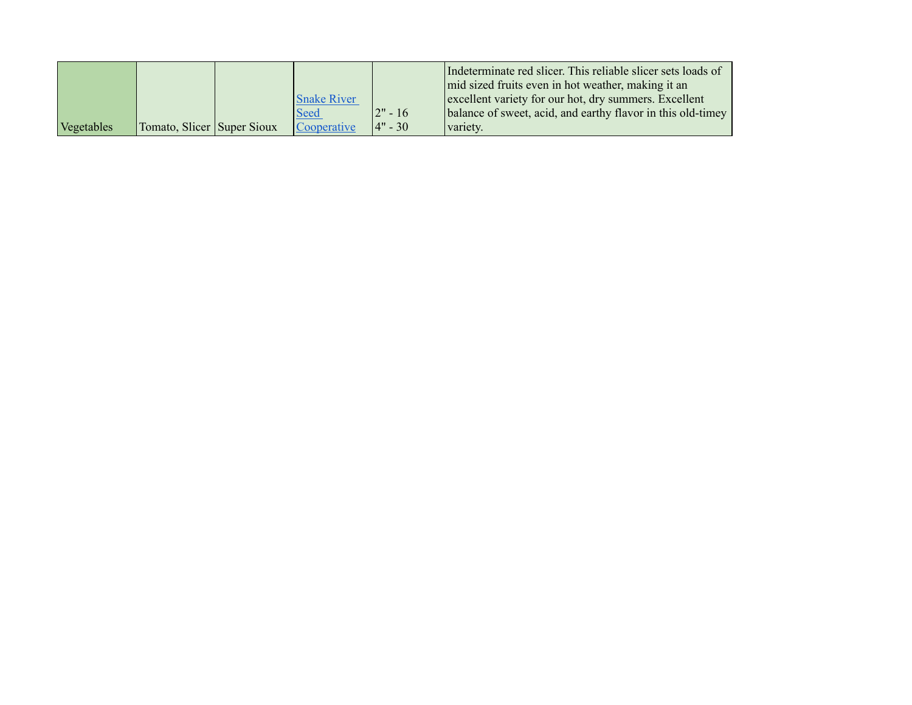| | | | | | |
|---|---|---|---|---|---|
| Vegetables | Tomato, Slicer | Super Sioux | [Snake River Seed Cooperative]() | 2" - 16<br>4" - 30 | Indeterminate red slicer. This reliable slicer sets loads of mid sized fruits even in hot weather, making it an excellent variety for our hot, dry summers. Excellent balance of sweet, acid, and earthy flavor in this old-timey variety. |